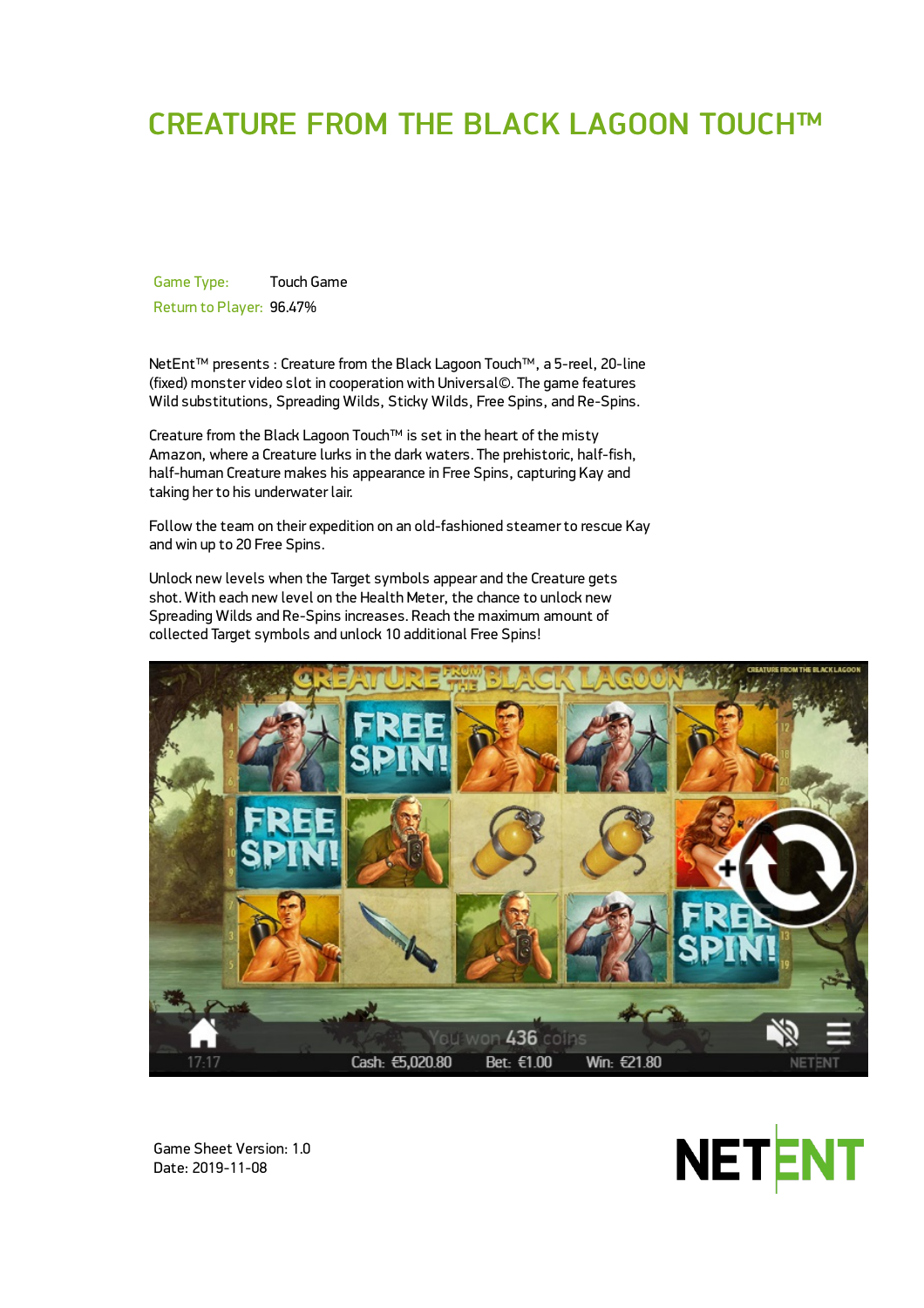# CREATURE FROM THE BLACK LAGOON TOUCH™

| Game Type: | Touch Game |
| --- | --- |
| Return to Player: | 96.47% |

NetEnt™ presents : Creature from the Black Lagoon Touch™, a 5-reel, 20-line (fixed) monster video slot in cooperation with Universal©. The game features Wild substitutions, Spreading Wilds, Sticky Wilds, Free Spins, and Re-Spins.

Creature from the Black Lagoon Touch™ is set in the heart of the misty Amazon, where a Creature lurks in the dark waters. The prehistoric, half-fish, half-human Creature makes his appearance in Free Spins, capturing Kay and taking her to his underwater lair.

Follow the team on their expedition on an old-fashioned steamer to rescue Kay and win up to 20 Free Spins.

Unlock new levels when the Target symbols appear and the Creature gets shot. With each new level on the Health Meter, the chance to unlock new Spreading Wilds and Re-Spins increases. Reach the maximum amount of collected Target symbols and unlock 10 additional Free Spins!

Game Sheet Version: 1.0
Date: 2019-11-08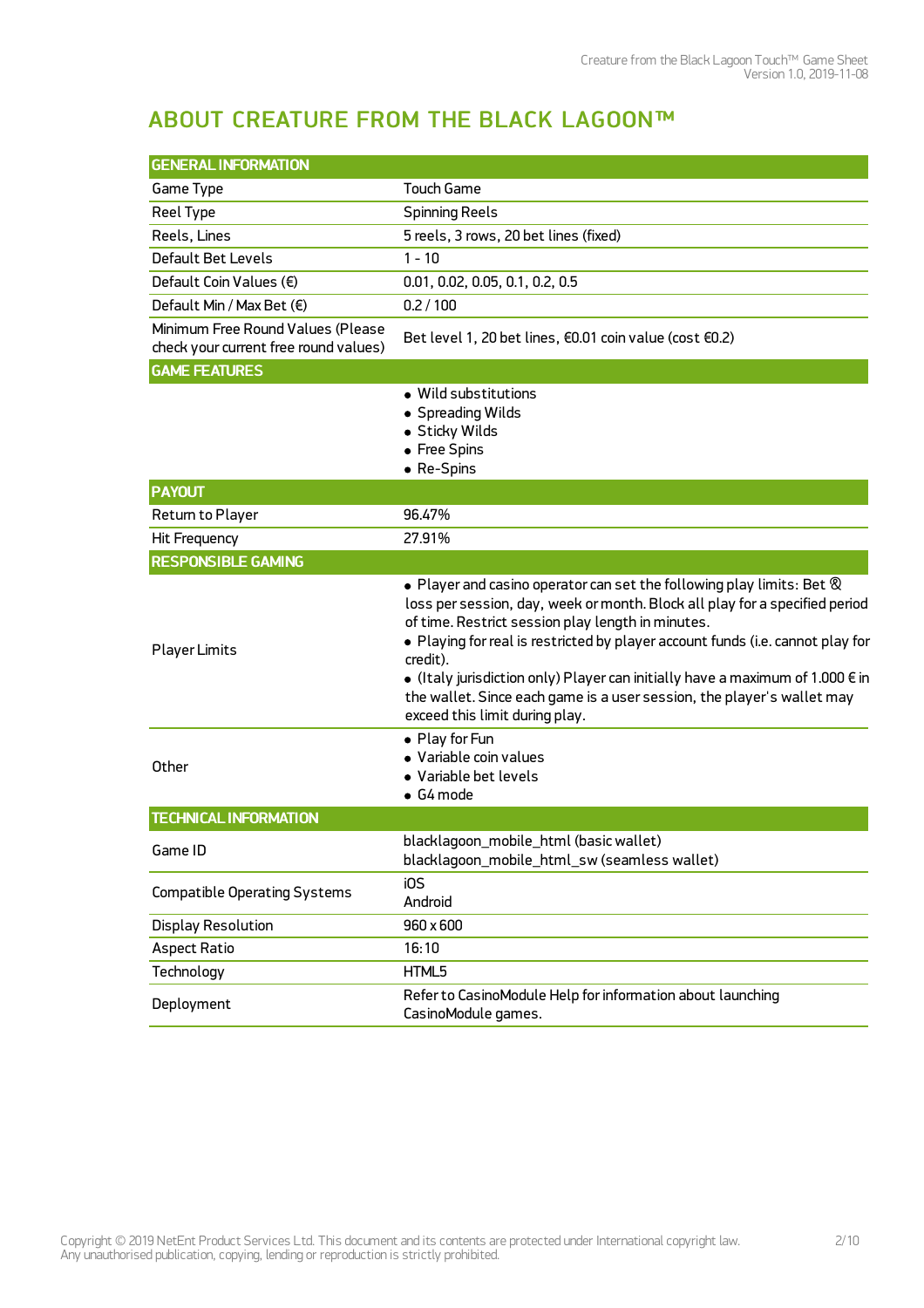# ABOUT CREATURE FROM THE BLACK LAGOON™

| GENERAL INFORMATION | |
|---|---|
| Game Type | Touch Game |
| Reel Type | Spinning Reels |
| Reels, Lines | 5 reels, 3 rows, 20 bet lines (fixed) |
| Default Bet Levels | 1 - 10 |
| Default Coin Values (€) | 0.01, 0.02, 0.05, 0.1, 0.2, 0.5 |
| Default Min / Max Bet (€) | 0.2 / 100 |
| Minimum Free Round Values (Please check your current free round values) | Bet level 1, 20 bet lines, €0.01 coin value (cost €0.2) |
| **GAME FEATURES** | |
| | • Wild substitutions<br>• Spreading Wilds<br>• Sticky Wilds<br>• Free Spins<br>• Re-Spins |
| **PAYOUT** | |
| Return to Player | 96.47% |
| Hit Frequency | 27.91% |
| **RESPONSIBLE GAMING** | |
| Player Limits | • Player and casino operator can set the following play limits: Bet & loss per session, day, week or month. Block all play for a specified period of time. Restrict session play length in minutes.<br>• Playing for real is restricted by player account funds (i.e. cannot play for credit).<br>• (Italy jurisdiction only) Player can initially have a maximum of 1.000 € in the wallet. Since each game is a user session, the player's wallet may exceed this limit during play. |
| Other | • Play for Fun<br>• Variable coin values<br>• Variable bet levels<br>• G4 mode |
| **TECHNICAL INFORMATION** | |
| Game ID | blacklagoon_mobile_html (basic wallet)<br>blacklagoon_mobile_html_sw (seamless wallet) |
| Compatible Operating Systems | iOS<br>Android |
| Display Resolution | 960 x 600 |
| Aspect Ratio | 16:10 |
| Technology | HTML5 |
| Deployment | Refer to CasinoModule Help for information about launching CasinoModule games. |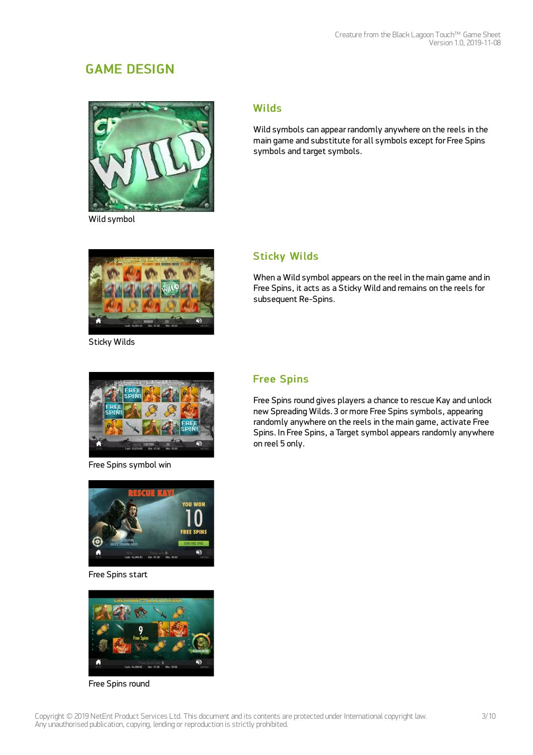## GAME DESIGN

Wild symbol

### Wilds

Wild symbols can appear randomly anywhere on the reels in the main game and substitute for all symbols except for Free Spins symbols and target symbols.

Sticky Wilds

### Sticky Wilds

When a Wild symbol appears on the reel in the main game and in Free Spins, it acts as a Sticky Wild and remains on the reels for subsequent Re-Spins.

Free Spins symbol win

Free Spins start

Free Spins round

### Free Spins

Free Spins round gives players a chance to rescue Kay and unlock new Spreading Wilds. 3 or more Free Spins symbols, appearing randomly anywhere on the reels in the main game, activate Free Spins. In Free Spins, a Target symbol appears randomly anywhere on reel 5 only.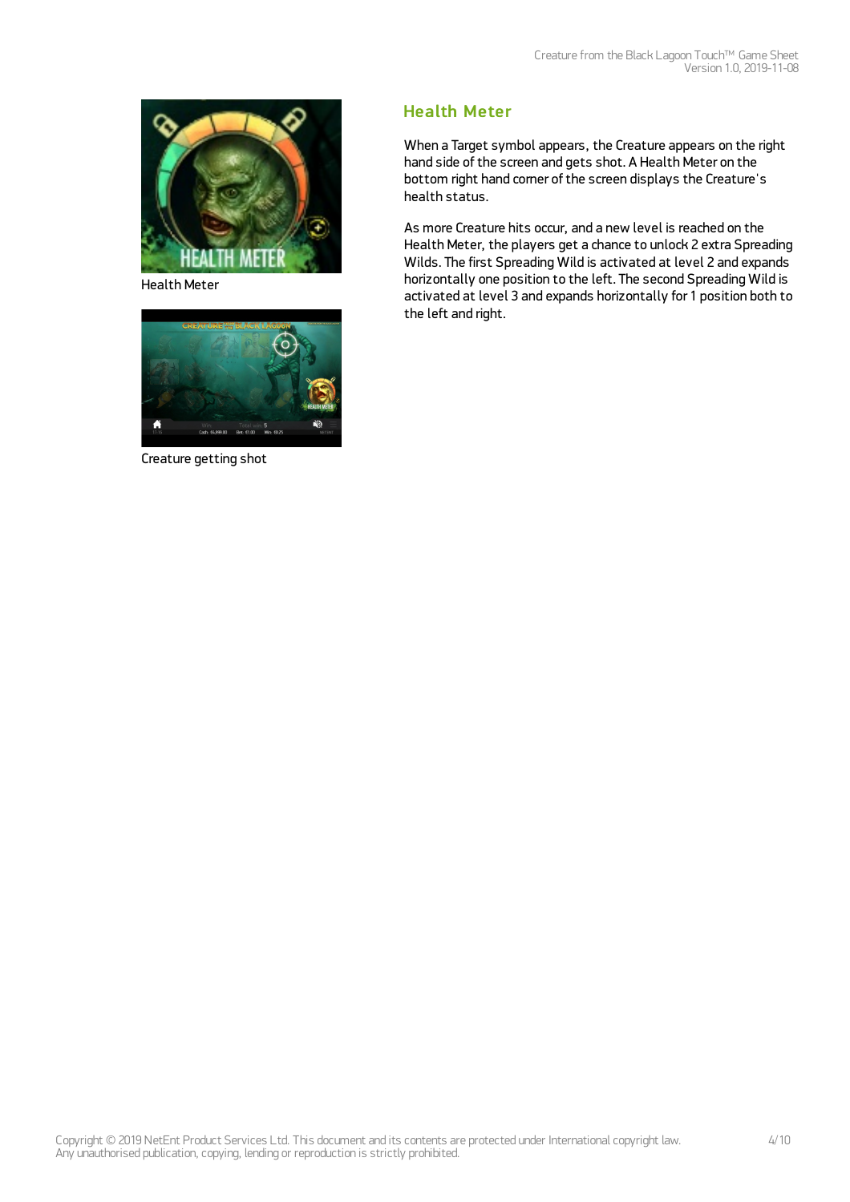Health Meter

Creature getting shot

## Health Meter

When a Target symbol appears, the Creature appears on the right hand side of the screen and gets shot. A Health Meter on the bottom right hand corner of the screen displays the Creature's health status.

As more Creature hits occur, and a new level is reached on the Health Meter, the players get a chance to unlock 2 extra Spreading Wilds. The first Spreading Wild is activated at level 2 and expands horizontally one position to the left. The second Spreading Wild is activated at level 3 and expands horizontally for 1 position both to the left and right.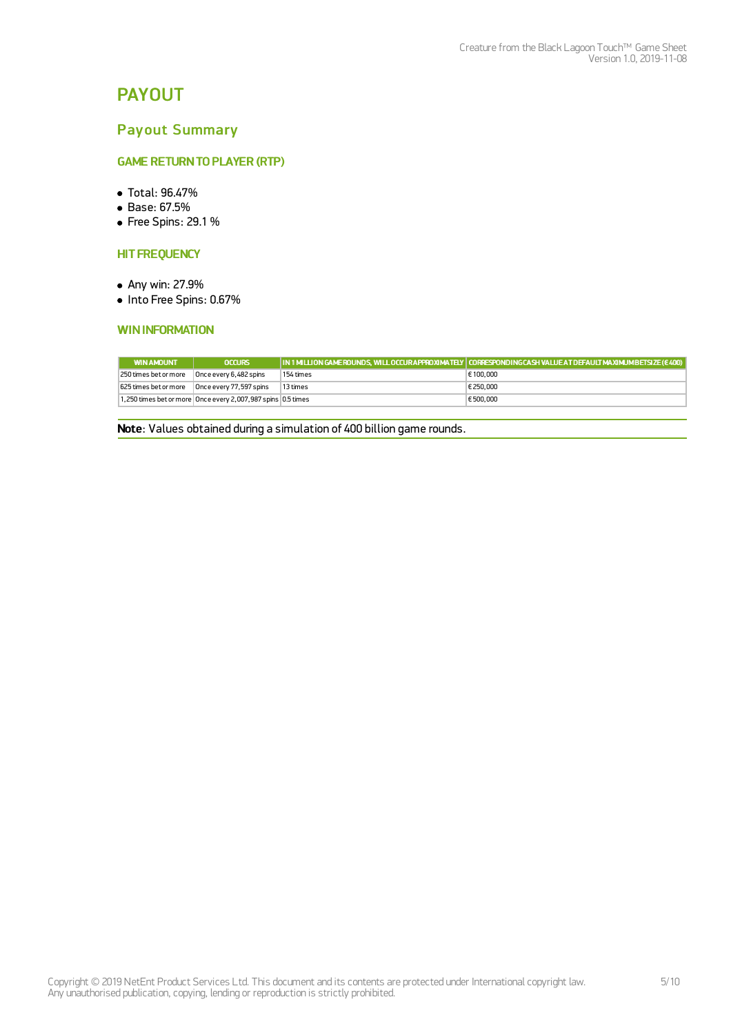# PAYOUT

## Payout Summary

### GAME RETURN TO PLAYER (RTP)

- Total: 96.47%
- Base: 67.5%
- Free Spins: 29.1 %

### HIT FREQUENCY

- Any win: 27.9%
- Into Free Spins: 0.67%

### WIN INFORMATION

| WIN AMOUNT | OCCURS | IN 1 MILLION GAME ROUNDS, WILL OCCUR APPROXIMATELY | CORRESPONDING CASH VALUE AT DEFAULT MAXIMUM BET SIZE (€ 400) |
|---|---|---|---|
| 250 times bet or more | Once every 6,482 spins | 154 times | € 100,000 |
| 625 times bet or more | Once every 77,597 spins | 13 times | € 250,000 |
| 1,250 times bet or more | Once every 2,007,987 spins | 0.5 times | € 500,000 |

**Note**: Values obtained during a simulation of 400 billion game rounds.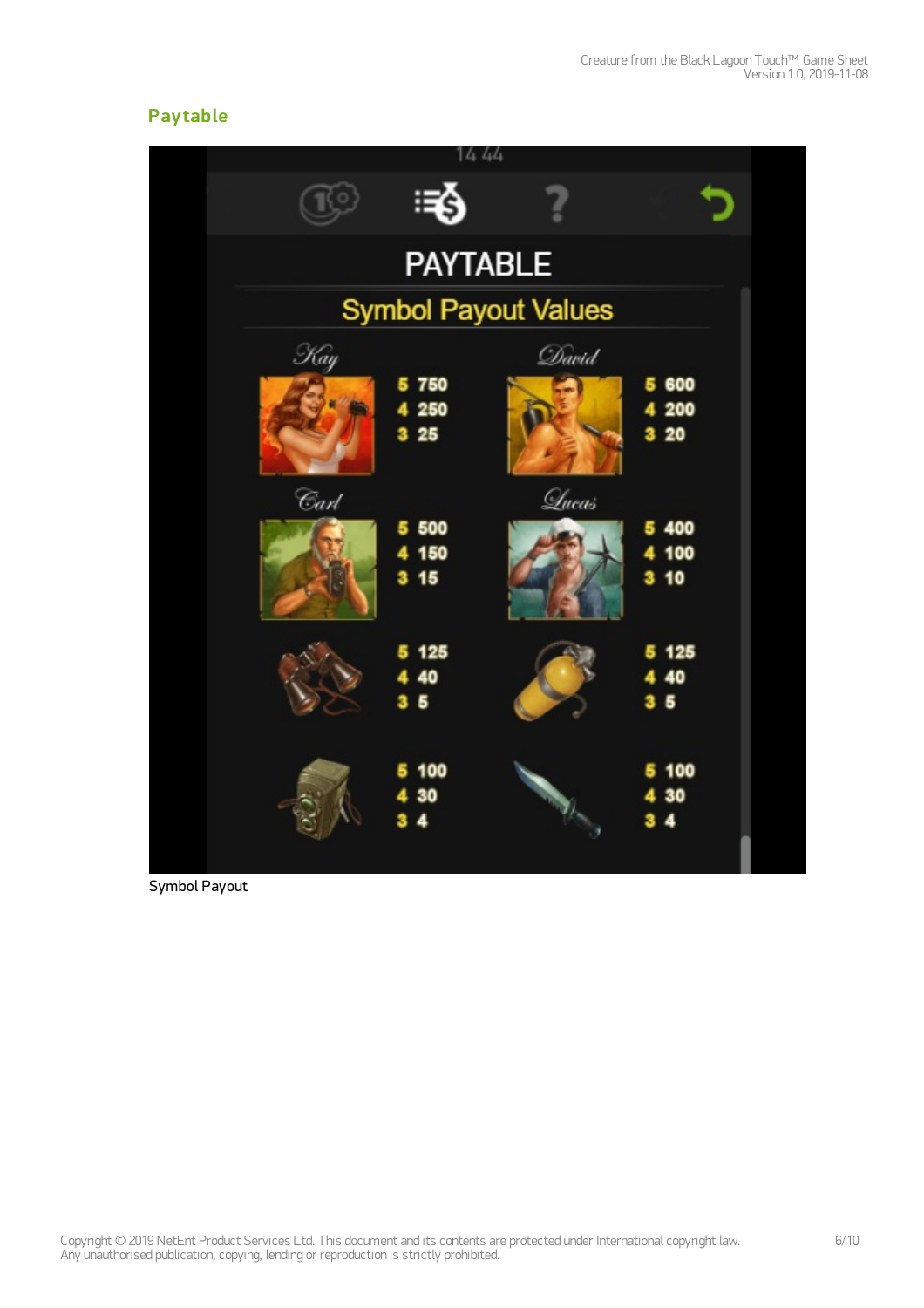## Paytable

Symbol Payout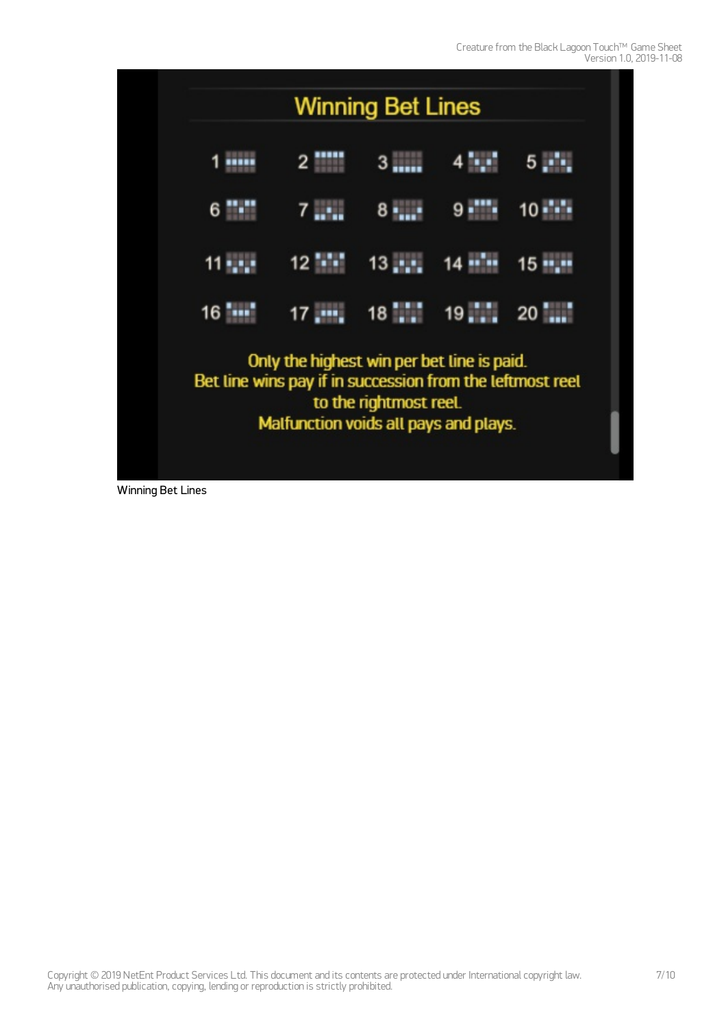## Winning Bet Lines

1 2 3 4 5

6 7 8 9 10

11 12 13 14 15

16 17 18 19 20

Only the highest win per bet line is paid.
Bet line wins pay if in succession from the leftmost reel to the rightmost reel.
Malfunction voids all pays and plays.

Winning Bet Lines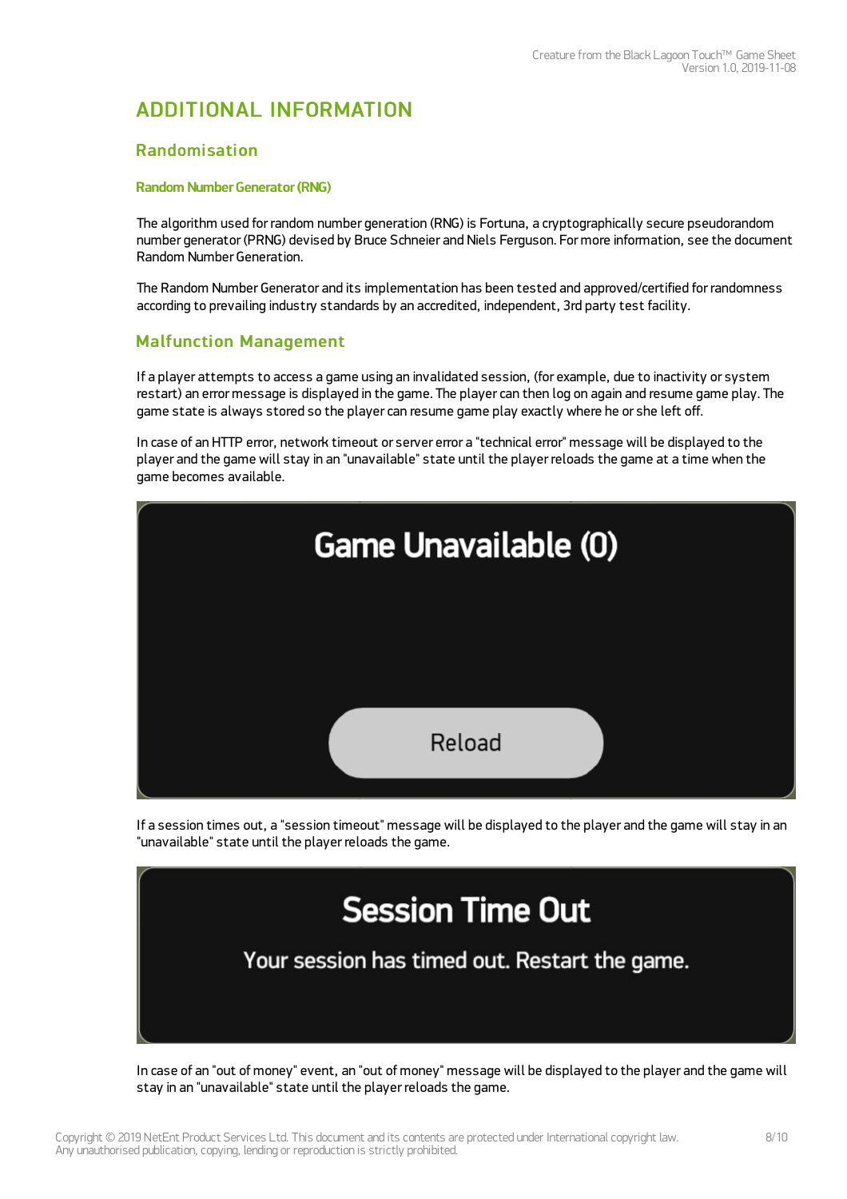# ADDITIONAL INFORMATION

## Randomisation

### Random Number Generator (RNG)

The algorithm used for random number generation (RNG) is Fortuna, a cryptographically secure pseudorandom number generator (PRNG) devised by Bruce Schneier and Niels Ferguson. For more information, see the document Random Number Generation.

The Random Number Generator and its implementation has been tested and approved/certified for randomness according to prevailing industry standards by an accredited, independent, 3rd party test facility.

## Malfunction Management

If a player attempts to access a game using an invalidated session, (for example, due to inactivity or system restart) an error message is displayed in the game. The player can then log on again and resume game play. The game state is always stored so the player can resume game play exactly where he or she left off.

In case of an HTTP error, network timeout or server error a "technical error" message will be displayed to the player and the game will stay in an "unavailable" state until the player reloads the game at a time when the game becomes available.

Game Unavailable (0)

Reload

If a session times out, a "session timeout" message will be displayed to the player and the game will stay in an "unavailable" state until the player reloads the game.

Session Time Out

Your session has timed out. Restart the game.

In case of an "out of money" event, an "out of money" message will be displayed to the player and the game will stay in an "unavailable" state until the player reloads the game.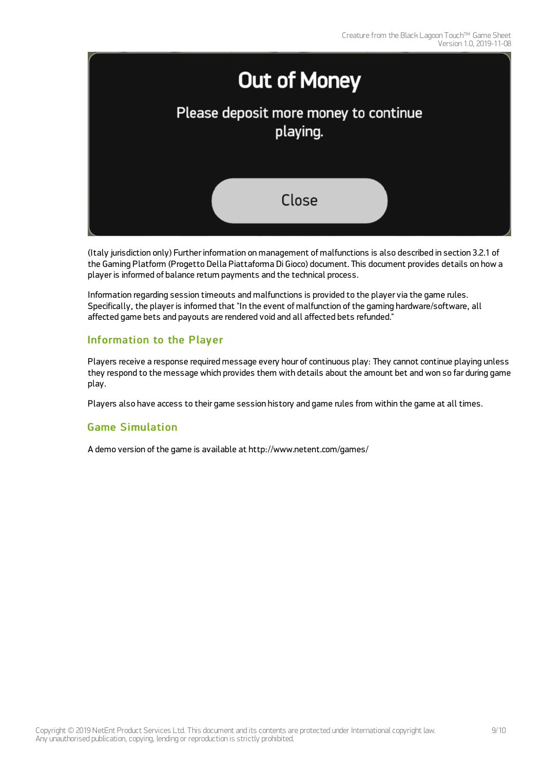(Italy jurisdiction only) Further information on management of malfunctions is also described in section 3.2.1 of the Gaming Platform (Progetto Della Piattaforma Di Gioco) document. This document provides details on how a player is informed of balance return payments and the technical process.

Information regarding session timeouts and malfunctions is provided to the player via the game rules. Specifically, the player is informed that "In the event of malfunction of the gaming hardware/software, all affected game bets and payouts are rendered void and all affected bets refunded."

## Information to the Player

Players receive a response required message every hour of continuous play: They cannot continue playing unless they respond to the message which provides them with details about the amount bet and won so far during game play.

Players also have access to their game session history and game rules from within the game at all times.

## Game Simulation

A demo version of the game is available at http://www.netent.com/games/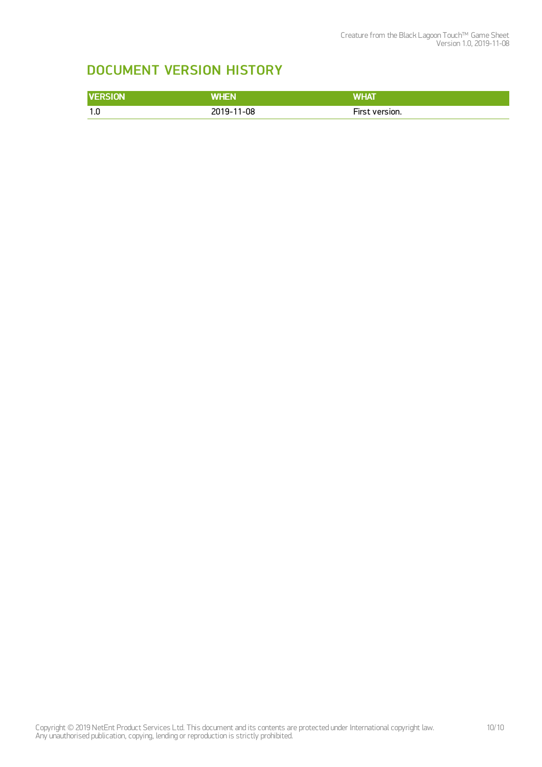## DOCUMENT VERSION HISTORY

| VERSION | WHEN | WHAT |
| --- | --- | --- |
| 1.0 | 2019-11-08 | First version. |